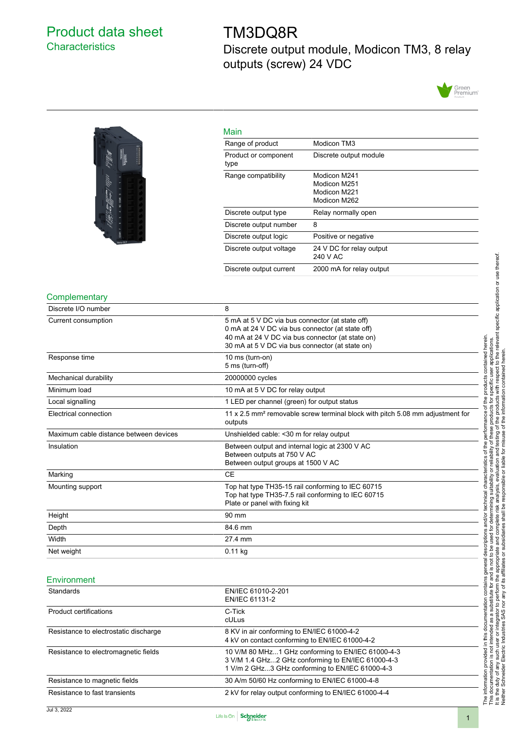# Product data sheet

## Characteristics

# TM3DQ8R

Discrete output module, Modicon TM3, 8 relay outputs (screw) 24 VDC

## Main

| | |
|---|---|
| Range of product | Modicon TM3 |
| Product or component type | Discrete output module |
| Range compatibility | Modicon M241<br>Modicon M251<br>Modicon M221<br>Modicon M262 |
| Discrete output type | Relay normally open |
| Discrete output number | 8 |
| Discrete output logic | Positive or negative |
| Discrete output voltage | 24 V DC for relay output<br>240 V AC |
| Discrete output current | 2000 mA for relay output |

## Complementary

| | |
|---|---|
| Discrete I/O number | 8 |
| Current consumption | 5 mA at 5 V DC via bus connector (at state off)<br>0 mA at 24 V DC via bus connector (at state off)<br>40 mA at 24 V DC via bus connector (at state on)<br>30 mA at 5 V DC via bus connector (at state on) |
| Response time | 10 ms (turn-on)<br>5 ms (turn-off) |
| Mechanical durability | 20000000 cycles |
| Minimum load | 10 mA at 5 V DC for relay output |
| Local signalling | 1 LED per channel (green) for output status |
| Electrical connection | 11 x 2.5 mm² removable screw terminal block with pitch 5.08 mm adjustment for outputs |
| Maximum cable distance between devices | Unshielded cable: <30 m for relay output |
| Insulation | Between output and internal logic at 2300 V AC<br>Between outputs at 750 V AC<br>Between output groups at 1500 V AC |
| Marking | CE |
| Mounting support | Top hat type TH35-15 rail conforming to IEC 60715<br>Top hat type TH35-7.5 rail conforming to IEC 60715<br>Plate or panel with fixing kit |
| Height | 90 mm |
| Depth | 84.6 mm |
| Width | 27.4 mm |
| Net weight | 0.11 kg |

## Environment

| | |
|---|---|
| Standards | EN/IEC 61010-2-201<br>EN/IEC 61131-2 |
| Product certifications | C-Tick<br>cULus |
| Resistance to electrostatic discharge | 8 KV in air conforming to EN/IEC 61000-4-2<br>4 kV on contact conforming to EN/IEC 61000-4-2 |
| Resistance to electromagnetic fields | 10 V/M 80 MHz...1 GHz conforming to EN/IEC 61000-4-3<br>3 V/M 1.4 GHz...2 GHz conforming to EN/IEC 61000-4-3<br>1 V/m 2 GHz...3 GHz conforming to EN/IEC 61000-4-3 |
| Resistance to magnetic fields | 30 A/m 50/60 Hz conforming to EN/IEC 61000-4-8 |
| Resistance to fast transients | 2 kV for relay output conforming to EN/IEC 61000-4-4 |

The information provided in this documentation contains general descriptions and/or technical characteristics of the performance of the products contained herein.
This documentation is not intended as a substitute for and is not to be used for determining suitability or reliability of these products for specific user applications.
It is the duty of any such user or integrator to perform the appropriate and complete risk analysis, evaluation and testing of the products with respect to the relevant specific application or use thereof.
Neither Schneider Electric Industries SAS nor any of its affiliates or subsidiaries shall be responsible or liable for misuse of the information contained herein.

Jul 3, 2022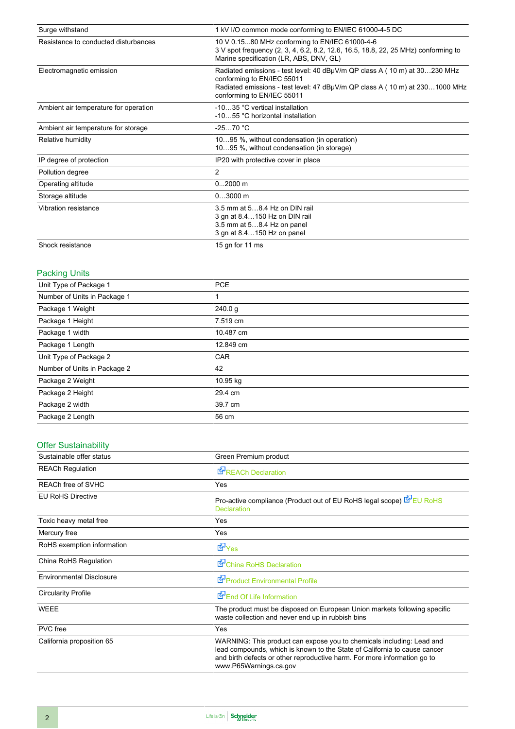| | |
|---|---|
| Surge withstand | 1 kV I/O common mode conforming to EN/IEC 61000-4-5 DC |
| Resistance to conducted disturbances | 10 V 0.15...80 MHz conforming to EN/IEC 61000-4-6<br>3 V spot frequency (2, 3, 4, 6.2, 8.2, 12.6, 16.5, 18.8, 22, 25 MHz) conforming to Marine specification (LR, ABS, DNV, GL) |
| Electromagnetic emission | Radiated emissions - test level: 40 dBµV/m QP class A ( 10 m) at 30…230 MHz conforming to EN/IEC 55011<br>Radiated emissions - test level: 47 dBµV/m QP class A ( 10 m) at 230…1000 MHz conforming to EN/IEC 55011 |
| Ambient air temperature for operation | -10…35 °C vertical installation<br>-10…55 °C horizontal installation |
| Ambient air temperature for storage | -25…70 °C |
| Relative humidity | 10…95 %, without condensation (in operation)<br>10…95 %, without condensation (in storage) |
| IP degree of protection | IP20 with protective cover in place |
| Pollution degree | 2 |
| Operating altitude | 0...2000 m |
| Storage altitude | 0…3000 m |
| Vibration resistance | 3.5 mm at 5…8.4 Hz on DIN rail<br>3 gn at 8.4…150 Hz on DIN rail<br>3.5 mm at 5…8.4 Hz on panel<br>3 gn at 8.4…150 Hz on panel |
| Shock resistance | 15 gn for 11 ms |

## Packing Units

| | |
|---|---|
| Unit Type of Package 1 | PCE |
| Number of Units in Package 1 | 1 |
| Package 1 Weight | 240.0 g |
| Package 1 Height | 7.519 cm |
| Package 1 width | 10.487 cm |
| Package 1 Length | 12.849 cm |
| Unit Type of Package 2 | CAR |
| Number of Units in Package 2 | 42 |
| Package 2 Weight | 10.95 kg |
| Package 2 Height | 29.4 cm |
| Package 2 width | 39.7 cm |
| Package 2 Length | 56 cm |

## Offer Sustainability

| | |
|---|---|
| Sustainable offer status | Green Premium product |
| REACh Regulation | REACh Declaration |
| REACh free of SVHC | Yes |
| EU RoHS Directive | Pro-active compliance (Product out of EU RoHS legal scope) EU RoHS Declaration |
| Toxic heavy metal free | Yes |
| Mercury free | Yes |
| RoHS exemption information | Yes |
| China RoHS Regulation | China RoHS Declaration |
| Environmental Disclosure | Product Environmental Profile |
| Circularity Profile | End Of Life Information |
| WEEE | The product must be disposed on European Union markets following specific waste collection and never end up in rubbish bins |
| PVC free | Yes |
| California proposition 65 | WARNING: This product can expose you to chemicals including: Lead and lead compounds, which is known to the State of California to cause cancer and birth defects or other reproductive harm. For more information go to www.P65Warnings.ca.gov |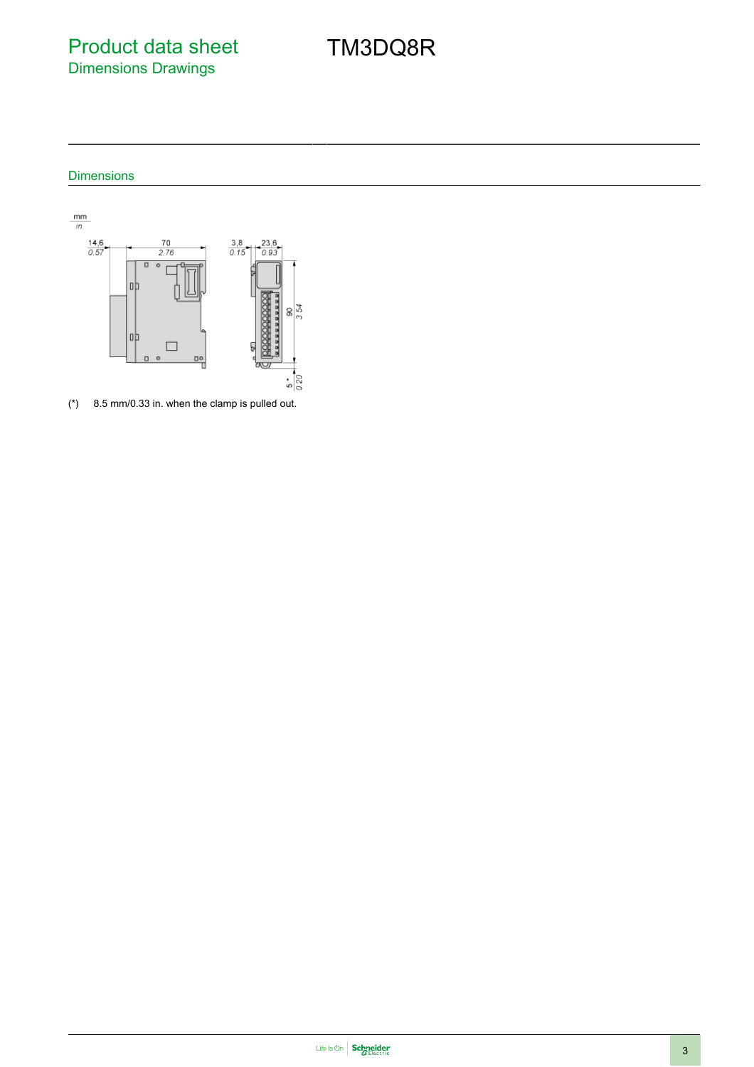# Product data sheet
## Dimensions Drawings

# TM3DQ8R

### Dimensions

(*) 8.5 mm/0.33 in. when the clamp is pulled out.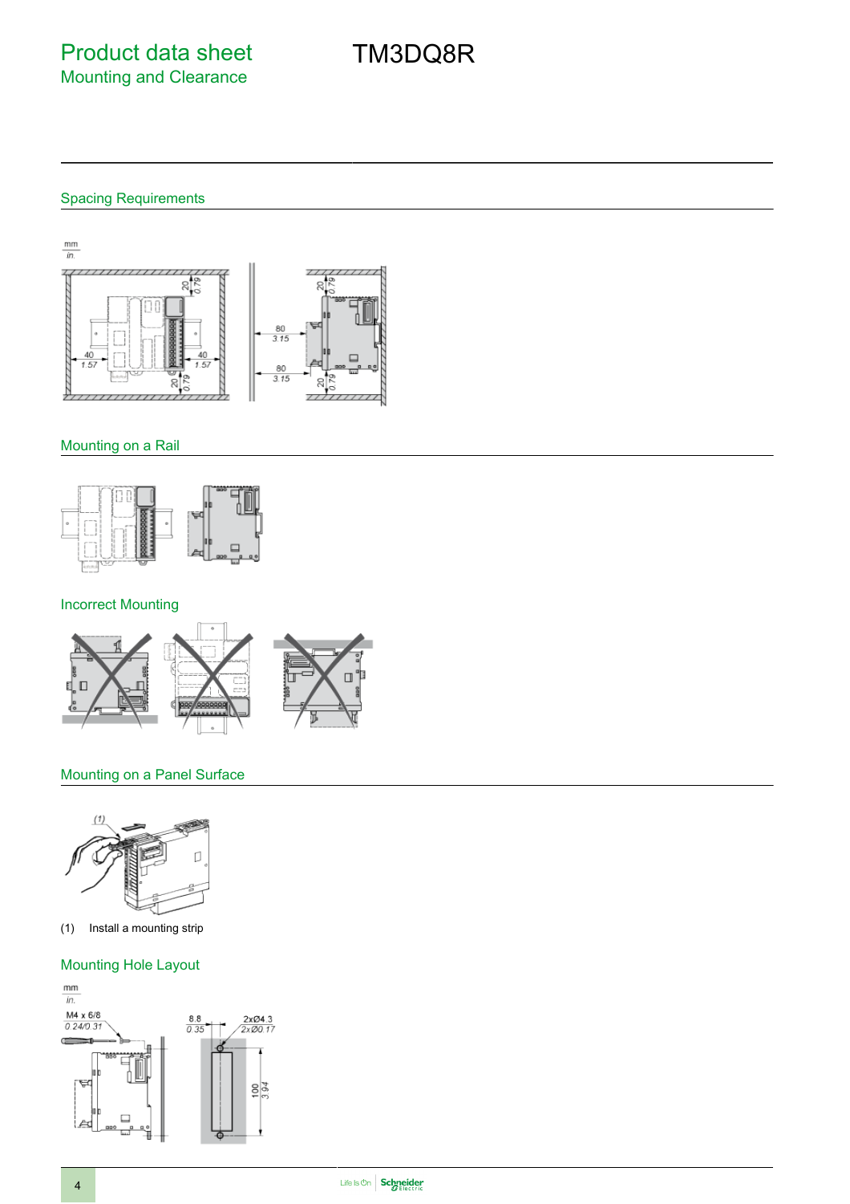# Product data sheet

## Mounting and Clearance

# TM3DQ8R

### Spacing Requirements

### Mounting on a Rail

### Incorrect Mounting

### Mounting on a Panel Surface

(1) Install a mounting strip

### Mounting Hole Layout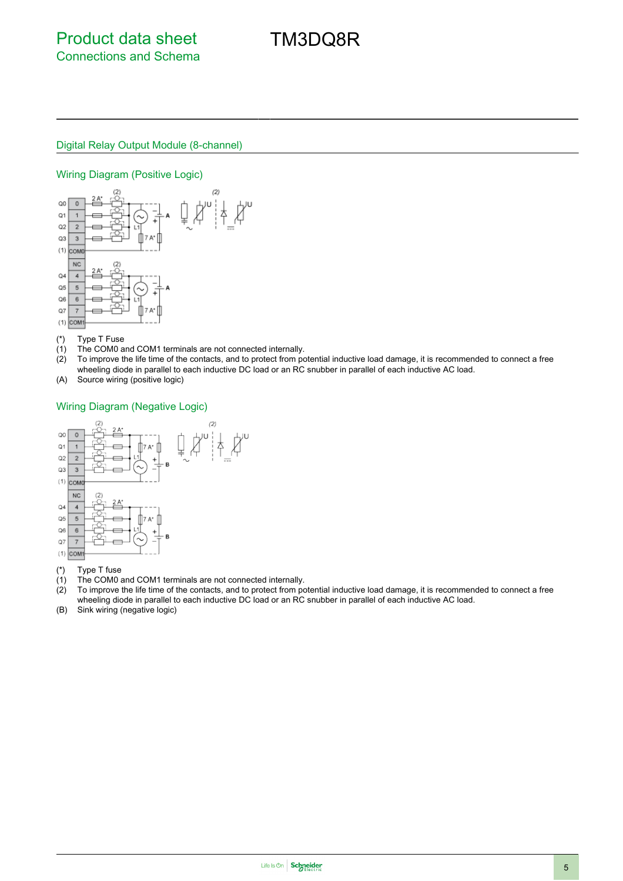# Product data sheet

Connections and Schema

# TM3DQ8R

## Digital Relay Output Module (8-channel)

### Wiring Diagram (Positive Logic)

(2) 2 A* (2)

Q0 0
Q1 1
Q2 2
Q3 3
(1) COM0
NC
Q4 4
Q5 5
Q6 6
Q7 7
(1) COM1

L1 7 A* A U U

(*) Type T Fuse
(1) The COM0 and COM1 terminals are not connected internally.
(2) To improve the life time of the contacts, and to protect from potential inductive load damage, it is recommended to connect a free wheeling diode in parallel to each inductive DC load or an RC snubber in parallel of each inductive AC load.
(A) Source wiring (positive logic)

### Wiring Diagram (Negative Logic)

(2) 2 A* (2)

Q0 0
Q1 1
Q2 2
Q3 3
(1) COM0
NC
Q4 4
Q5 5
Q6 6
Q7 7
(1) COM1

7 A* L1 B U U

(*) Type T fuse
(1) The COM0 and COM1 terminals are not connected internally.
(2) To improve the life time of the contacts, and to protect from potential inductive load damage, it is recommended to connect a free wheeling diode in parallel to each inductive DC load or an RC snubber in parallel of each inductive AC load.
(B) Sink wiring (negative logic)